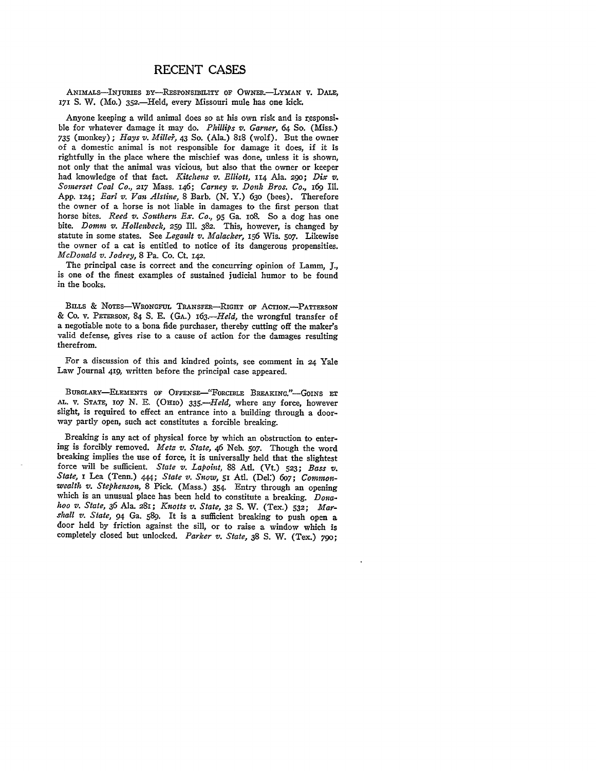# RECENT CASES

ANIMALS—INJURIES BY—RESPONSIBILITY OF OWNER.—LYMAN v. DALE, 171 S. W. (Mo.) 352.—Held, every Missouri mule has one kick.

Anyone keeping a wild animal does so at his own risk and is responsible for whatever damage it may do. *Phillips v. Garner*, 64 So. (Miss.) 735 (monkey); *Hays v. Miller*, 43 So. (Ala.) 818 (wolf). But the owner of a domestic animal is not responsible for damage it does, if it is rightfully in the place where the mischief was done, unless it is shown, not only that the animal was vicious, but also that the owner or keeper had knowledge of that fact. *Kitchens v. Elliott*, 114 Ala. 290; *Dix v. Somerset Coal Co.*, 217 Mass. 146; *Carney v. Donk Bros. Co.*, 169 Ill. App. 124; *Earl v. Van Alstine*, 8 Barb. (N. Y.) 630 (bees). Therefore the owner of a horse is not liable in damages to the first person that horse bites. *Reed v. Southern Ex. Co.*, 95 Ga. 108. So a dog has one bite. *Domm v. Hollenbeck*, 259 Ill. 382. This, however, is changed by statute in some states. See *Legault v. Malacker*, 156 Wis. 507. Likewise the owner of a cat is entitled to notice of its dangerous propensities. *McDonald v. Jodrey*, 8 Pa. Co. Ct. 142.

The principal case is correct and the concurring opinion of Lamm, J., is one of the finest examples of sustained judicial humor to be found in the books.

BILLS & NOTES—WRONGFUL TRANSFER—RIGHT OF ACTION.—PATTERSON & CO. v. PETERSON, 84 S. E. (GA.) 163.—*Held*, the wrongful transfer of a negotiable note to a bona fide purchaser, thereby cutting off the maker's valid defense, gives rise to a cause of action for the damages resulting therefrom.

For a discussion of this and kindred points, see comment in 24 Yale Law Journal 419, written before the principal case appeared.

BURGLARY—ELEMENTS OF OFFENSE—"FORCIBLE BREAKING."—GOINS ET AL. v. STATE, 107 N. E. (OHIO) 335.—*Held*, where any force, however slight, is required to effect an entrance into a building through a doorway partly open, such act constitutes a forcible breaking.

Breaking is any act of physical force by which an obstruction to entering is forcibly removed. *Metz v. State*, 46 Neb. 507. Though the word breaking implies the use of force, it is universally held that the slightest force will be sufficient. *State v. Lapoint*, 88 Atl. (Vt.) 523; *Bass v. State*, 1 Lea (Tenn.) 444; *State v. Snow*, 51 Atl. (Del.) 607; *Commonwealth v. Stephenson*, 8 Pick. (Mass.) 354. Entry through an opening which is an unusual place has been held to constitute a breaking. *Donahoo v. State*, 36 Ala. 281; *Knotts v. State*, 32 S. W. (Tex.) 532; *Marshall v. State*, 94 Ga. 589. It is a sufficient breaking to push open a door held by friction against the sill, or to raise a window which is completely closed but unlocked. *Parker v. State*, 38 S. W. (Tex.) 790;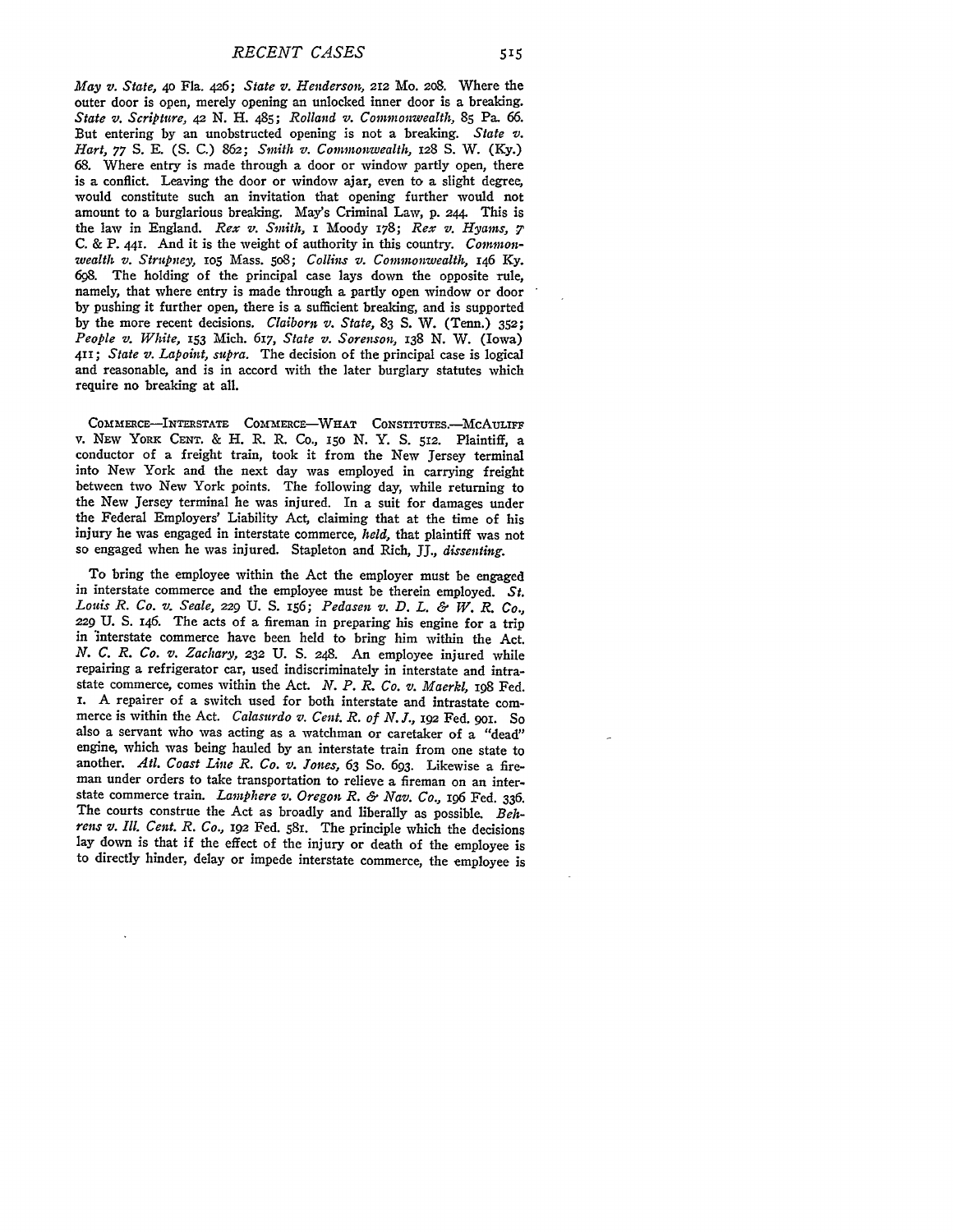*May v. State*, 40 Fla. 426; *State v. Henderson*, 212 Mo. 208. Where the outer door is open, merely opening an unlocked inner door is a breaking. *State v. Scripture*, 42 N. H. 485; *Rolland v. Commonwealth*, 85 Pa. 66. But entering by an unobstructed opening is not a breaking. *State v. Hart*, 77 S. E. (S. C.) 862; *Smith v. Commonwealth*, 128 S. W. (Ky.) 68. Where entry is made through a door or window partly open, there is a conflict. Leaving the door or window ajar, even to a slight degree, would constitute such an invitation that opening further would not amount to a burglarious breaking. May's Criminal Law, p. 244. This is the law in England. *Rex v. Smith*, 1 Moody 178; *Rex v. Hyams*, 7 C. & P. 441. And it is the weight of authority in this country. *Commonwealth v. Strupney*, 105 Mass. 508; *Collins v. Commonwealth*, 146 Ky. 698. The holding of the principal case lays down the opposite rule, namely, that where entry is made through a partly open window or door by pushing it further open, there is a sufficient breaking, and is supported by the more recent decisions. *Claiborn v. State*, 83 S. W. (Tenn.) 352; *People v. White*, 153 Mich. 617, *State v. Sorenson*, 138 N. W. (Iowa) 411; *State v. Lapoint*, *supra*. The decision of the principal case is logical and reasonable, and is in accord with the later burglary statutes which require no breaking at all.

COMMERCE—INTERSTATE COMMERCE—WHAT CONSTITUTES.—MCAULIFF v. NEW YORK CENT. & H. R. R. CO., 150 N. Y. S. 512. Plaintiff, a conductor of a freight train, took it from the New Jersey terminal into New York and the next day was employed in carrying freight between two New York points. The following day, while returning to the New Jersey terminal he was injured. In a suit for damages under the Federal Employers' Liability Act, claiming that at the time of his injury he was engaged in interstate commerce, *held*, that plaintiff was not so engaged when he was injured. Stapleton and Rich, JJ., *dissenting*.

To bring the employee within the Act the employer must be engaged in interstate commerce and the employee must be therein employed. *St. Louis R. Co. v. Seale*, 229 U. S. 156; *Pedasen v. D. L. & W. R. Co.*, 229 U. S. 146. The acts of a fireman in preparing his engine for a trip in interstate commerce have been held to bring him within the Act. *N. C. R. Co. v. Zachary*, 232 U. S. 248. An employee injured while repairing a refrigerator car, used indiscriminately in interstate and intrastate commerce, comes within the Act. *N. P. R. Co. v. Maerkl*, 198 Fed. 1. A repairer of a switch used for both interstate and intrastate commerce is within the Act. *Calasurdo v. Cent. R. of N. J.*, 192 Fed. 901. So also a servant who was acting as a watchman or caretaker of a "dead" engine, which was being hauled by an interstate train from one state to another. *Atl. Coast Line R. Co. v. Jones*, 63 So. 693. Likewise a fireman under orders to take transportation to relieve a fireman on an interstate commerce train. *Lamphere v. Oregon R. & Nav. Co.*, 196 Fed. 336. The courts construe the Act as broadly and liberally as possible. *Behrens v. Ill. Cent. R. Co.*, 192 Fed. 581. The principle which the decisions lay down is that if the effect of the injury or death of the employee is to directly hinder, delay or impede interstate commerce, the employee is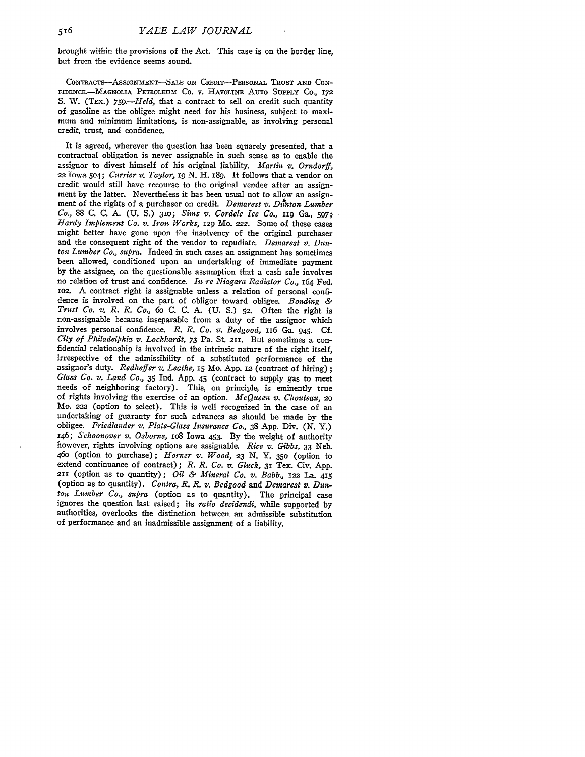brought within the provisions of the Act. This case is on the border line, but from the evidence seems sound.

CONTRACTS—ASSIGNMENT—SALE ON CREDIT—PERSONAL TRUST AND CONFIDENCE.—MAGNOLIA PETROLEUM CO. v. HAVOLINE AUTO SUPPLY CO., 172 S. W. (TEX.) 759.—*Held,* that a contract to sell on credit such quantity of gasoline as the obligee might need for his business, subject to maximum and minimum limitations, is non-assignable, as involving personal credit, trust, and confidence.

It is agreed, wherever the question has been squarely presented, that a contractual obligation is never assignable in such sense as to enable the assignor to divest himself of his original liability. *Martin v. Orndorff,* 22 Iowa 504; *Currier v. Taylor,* 19 N. H. 189. It follows that a vendor on credit would still have recourse to the original vendee after an assignment by the latter. Nevertheless it has been usual not to allow an assignment of the rights of a purchaser on credit. *Demarest v. Dunton Lumber Co.,* 88 C. C. A. (U. S.) 310; *Sims v. Cordele Ice Co.,* 119 Ga., 597; *Hardy Implement Co. v. Iron Works,* 129 Mo. 222. Some of these cases might better have gone upon the insolvency of the original purchaser and the consequent right of the vendor to repudiate. *Demarest v. Dunton Lumber Co., supra.* Indeed in such cases an assignment has sometimes been allowed, conditioned upon an undertaking of immediate payment by the assignee, on the questionable assumption that a cash sale involves no relation of trust and confidence. *In re Niagara Radiator Co.,* 164 Fed. 102. A contract right is assignable unless a relation of personal confidence is involved on the part of obligor toward obligee. *Bonding & Trust Co. v. R. R. Co.,* 60 C. C. A. (U. S.) 52. Often the right is non-assignable because inseparable from a duty of the assignor which involves personal confidence. *R. R. Co. v. Bedgood,* 116 Ga. 945. Cf. *City of Philadelphia v. Lockhardt,* 73 Pa. St. 211. But sometimes a confidential relationship is involved in the intrinsic nature of the right itself, irrespective of the admissibility of a substituted performance of the assignor's duty. *Redheffer v. Leathe,* 15 Mo. App. 12 (contract of hiring); *Glass Co. v. Land Co.,* 35 Ind. App. 45 (contract to supply gas to meet needs of neighboring factory). This, on principle, is eminently true of rights involving the exercise of an option. *McQueen v. Chouteau,* 20 Mo. 222 (option to select). This is well recognized in the case of an undertaking of guaranty for such advances as should be made by the obligee. *Friedlander v. Plate-Glass Insurance Co.,* 38 App. Div. (N. Y.) 146; *Schoonover v. Osborne,* 108 Iowa 453. By the weight of authority however, rights involving options are assignable. *Rice v. Gibbs,* 33 Neb. 460 (option to purchase); *Horner v. Wood,* 23 N. Y. 350 (option to extend continuance of contract); *R. R. Co. v. Gluck,* 31 Tex. Civ. App. 211 (option as to quantity); *Oil & Mineral Co. v. Babb.,* 122 La. 415 (option as to quantity). *Contra, R. R. v. Bedgood* and *Demarest v. Dunton Lumber Co., supra* (option as to quantity). The principal case ignores the question last raised; its *ratio decidendi,* while supported by authorities, overlooks the distinction between an admissible substitution of performance and an inadmissible assignment of a liability.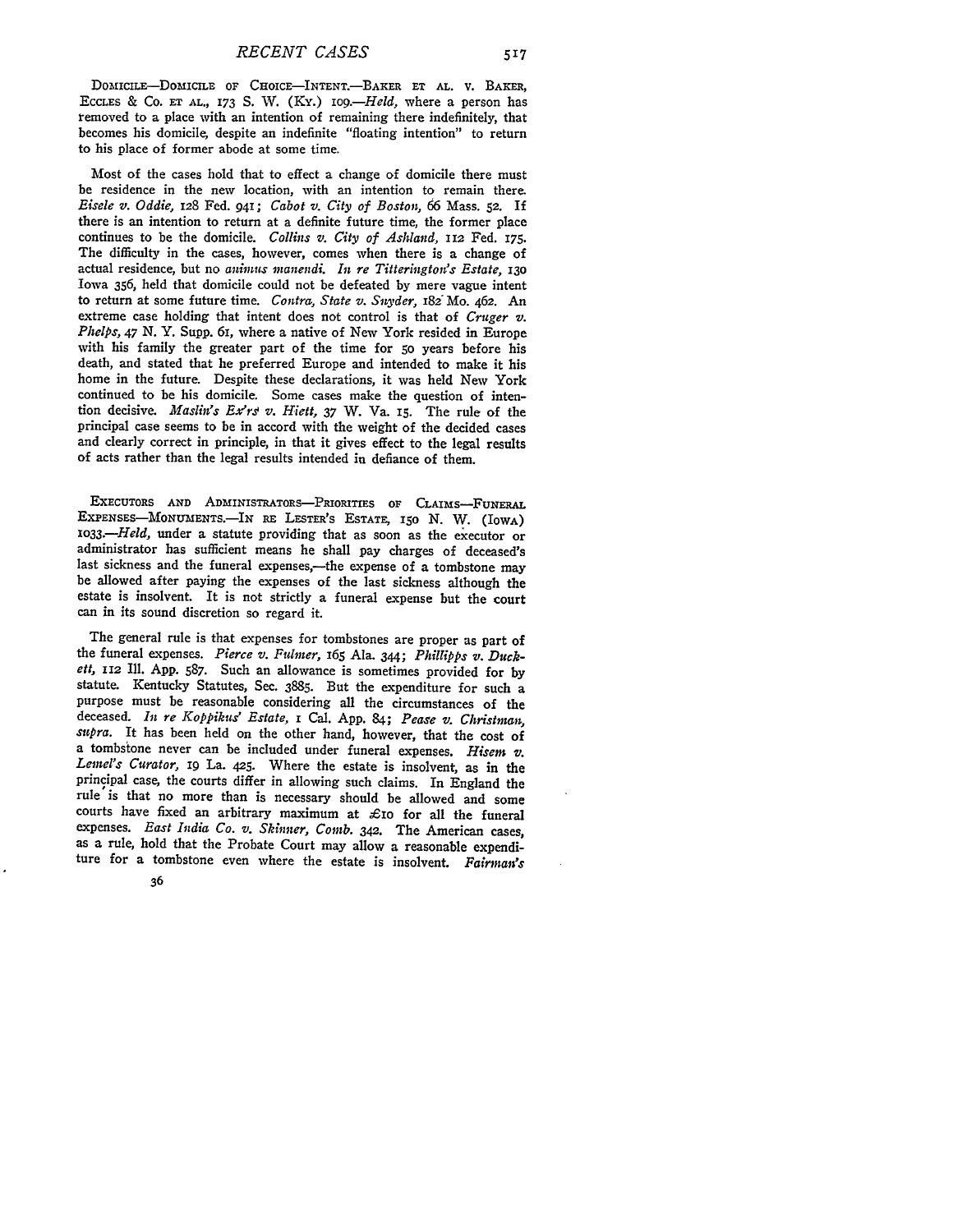DOMICILE—DOMICILE OF CHOICE—INTENT.—BAKER ET AL. v. BAKER, ECCLES & CO. ET AL., 173 S. W. (KY.) 109.—*Held,* where a person has removed to a place with an intention of remaining there indefinitely, that becomes his domicile, despite an indefinite "floating intention" to return to his place of former abode at some time.

Most of the cases hold that to effect a change of domicile there must be residence in the new location, with an intention to remain there. *Eisele v. Oddie,* 128 Fed. 941; *Cabot v. City of Boston,* 66 Mass. 52. If there is an intention to return at a definite future time, the former place continues to be the domicile. *Collins v. City of Ashland,* 112 Fed. 175. The difficulty in the cases, however, comes when there is a change of actual residence, but no *animus manendi. In re Titterington's Estate,* 130 Iowa 356, held that domicile could not be defeated by mere vague intent to return at some future time. *Contra, State v. Snyder,* 182 Mo. 462. An extreme case holding that intent does not control is that of *Cruger v. Phelps,* 47 N. Y. Supp. 61, where a native of New York resided in Europe with his family the greater part of the time for 50 years before his death, and stated that he preferred Europe and intended to make it his home in the future. Despite these declarations, it was held New York continued to be his domicile. Some cases make the question of intention decisive. *Maslin's Ex'rs v. Hiett,* 37 W. Va. 15. The rule of the principal case seems to be in accord with the weight of the decided cases and clearly correct in principle, in that it gives effect to the legal results of acts rather than the legal results intended in defiance of them.

EXECUTORS AND ADMINISTRATORS—PRIORITIES OF CLAIMS—FUNERAL EXPENSES—MONUMENTS.—IN RE LESTER'S ESTATE, 150 N. W. (IOWA) 1033.—*Held,* under a statute providing that as soon as the executor or administrator has sufficient means he shall pay charges of deceased's last sickness and the funeral expenses,—the expense of a tombstone may be allowed after paying the expenses of the last sickness although the estate is insolvent. It is not strictly a funeral expense but the court can in its sound discretion so regard it.

The general rule is that expenses for tombstones are proper as part of the funeral expenses. *Pierce v. Fulmer,* 165 Ala. 344; *Phillipps v. Duckett,* 112 Ill. App. 587. Such an allowance is sometimes provided for by statute. Kentucky Statutes, Sec. 3885. But the expenditure for such a purpose must be reasonable considering all the circumstances of the deceased. *In re Koppikus' Estate,* 1 Cal. App. 84; *Pease v. Christman, supra.* It has been held on the other hand, however, that the cost of a tombstone never can be included under funeral expenses. *Hisem v. Lemel's Curator,* 19 La. 425. Where the estate is insolvent, as in the principal case, the courts differ in allowing such claims. In England the rule is that no more than is necessary should be allowed and some courts have fixed an arbitrary maximum at £10 for all the funeral expenses. *East India Co. v. Skinner,* Comb. 342. The American cases, as a rule, hold that the Probate Court may allow a reasonable expenditure for a tombstone even where the estate is insolvent. *Fairman's*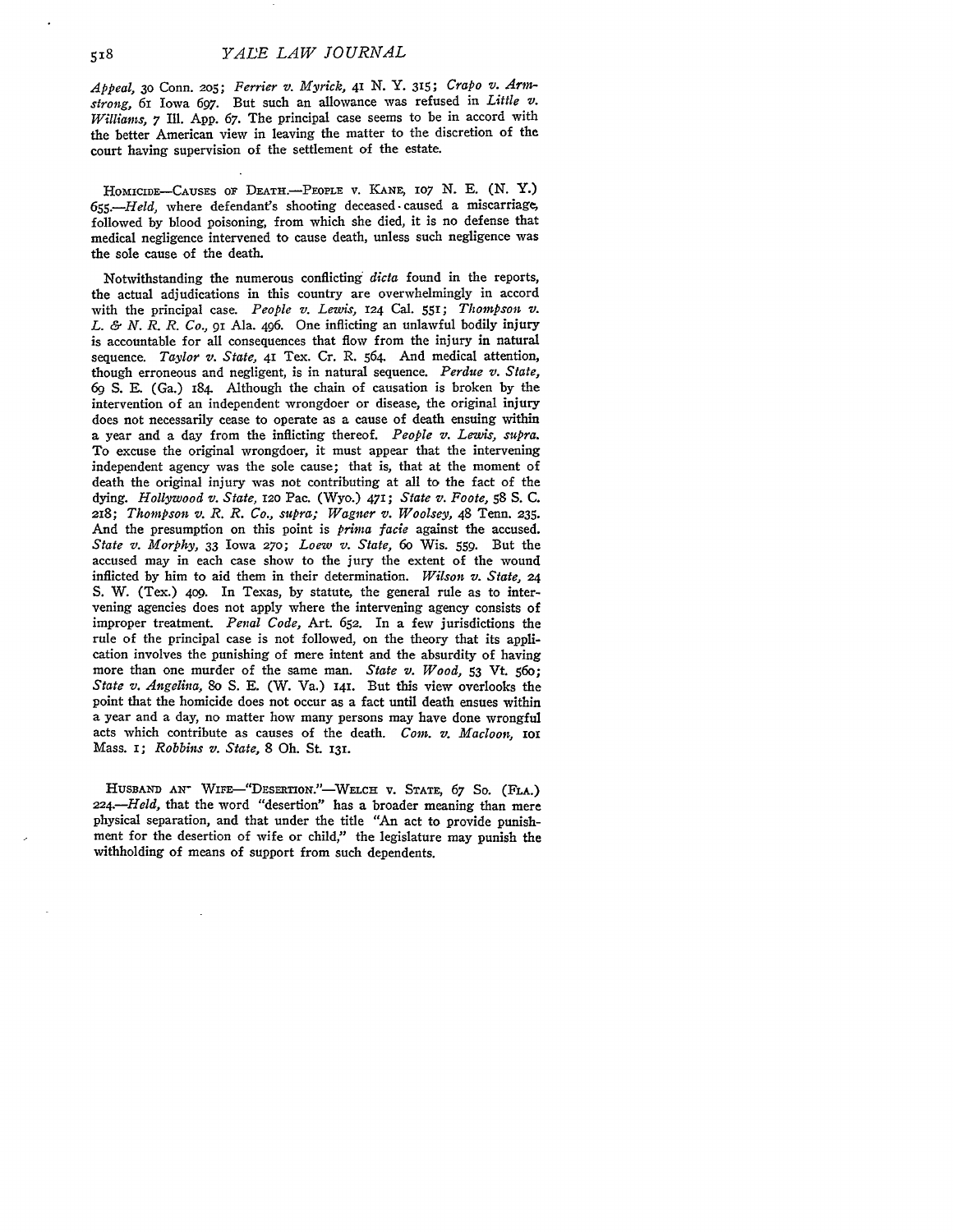*Appeal*, 30 Conn. 205; *Ferrier v. Myrick*, 41 N. Y. 315; *Crapo v. Armstrong*, 61 Iowa 697. But such an allowance was refused in *Little v. Williams*, 7 Ill. App. 67. The principal case seems to be in accord with the better American view in leaving the matter to the discretion of the court having supervision of the settlement of the estate.

HOMICIDE—CAUSES OF DEATH.—PEOPLE v. KANE, 107 N. E. (N. Y.) 655.—*Held*, where defendant's shooting deceased caused a miscarriage, followed by blood poisoning, from which she died, it is no defense that medical negligence intervened to cause death, unless such negligence was the sole cause of the death.

Notwithstanding the numerous conflicting *dicta* found in the reports, the actual adjudications in this country are overwhelmingly in accord with the principal case. *People v. Lewis*, 124 Cal. 551; *Thompson v. L. & N. R. R. Co.*, 91 Ala. 496. One inflicting an unlawful bodily injury is accountable for all consequences that flow from the injury in natural sequence. *Taylor v. State*, 41 Tex. Cr. R. 564. And medical attention, though erroneous and negligent, is in natural sequence. *Perdue v. State*, 69 S. E. (Ga.) 184. Although the chain of causation is broken by the intervention of an independent wrongdoer or disease, the original injury does not necessarily cease to operate as a cause of death ensuing within a year and a day from the inflicting thereof. *People v. Lewis, supra.* To excuse the original wrongdoer, it must appear that the intervening independent agency was the sole cause; that is, that at the moment of death the original injury was not contributing at all to the fact of the dying. *Hollywood v. State*, 120 Pac. (Wyo.) 471; *State v. Foote*, 58 S. C. 218; *Thompson v. R. R. Co., supra; Wagner v. Woolsey*, 48 Tenn. 235. And the presumption on this point is *prima facie* against the accused. *State v. Morphy*, 33 Iowa 270; *Loew v. State*, 60 Wis. 559. But the accused may in each case show to the jury the extent of the wound inflicted by him to aid them in their determination. *Wilson v. State*, 24 S. W. (Tex.) 409. In Texas, by statute, the general rule as to intervening agencies does not apply where the intervening agency consists of improper treatment. *Penal Code*, Art. 652. In a few jurisdictions the rule of the principal case is not followed, on the theory that its application involves the punishing of mere intent and the absurdity of having more than one murder of the same man. *State v. Wood*, 53 Vt. 560; *State v. Angelina*, 80 S. E. (W. Va.) 141. But this view overlooks the point that the homicide does not occur as a fact until death ensues within a year and a day, no matter how many persons may have done wrongful acts which contribute as causes of the death. *Com. v. Macloon*, 101 Mass. 1; *Robbins v. State*, 8 Oh. St. 131.

HUSBAND AND WIFE—"DESERTION."—WELCH v. STATE, 67 So. (FLA.) 224.—*Held*, that the word "desertion" has a broader meaning than mere physical separation, and that under the title "An act to provide punishment for the desertion of wife or child," the legislature may punish the withholding of means of support from such dependents.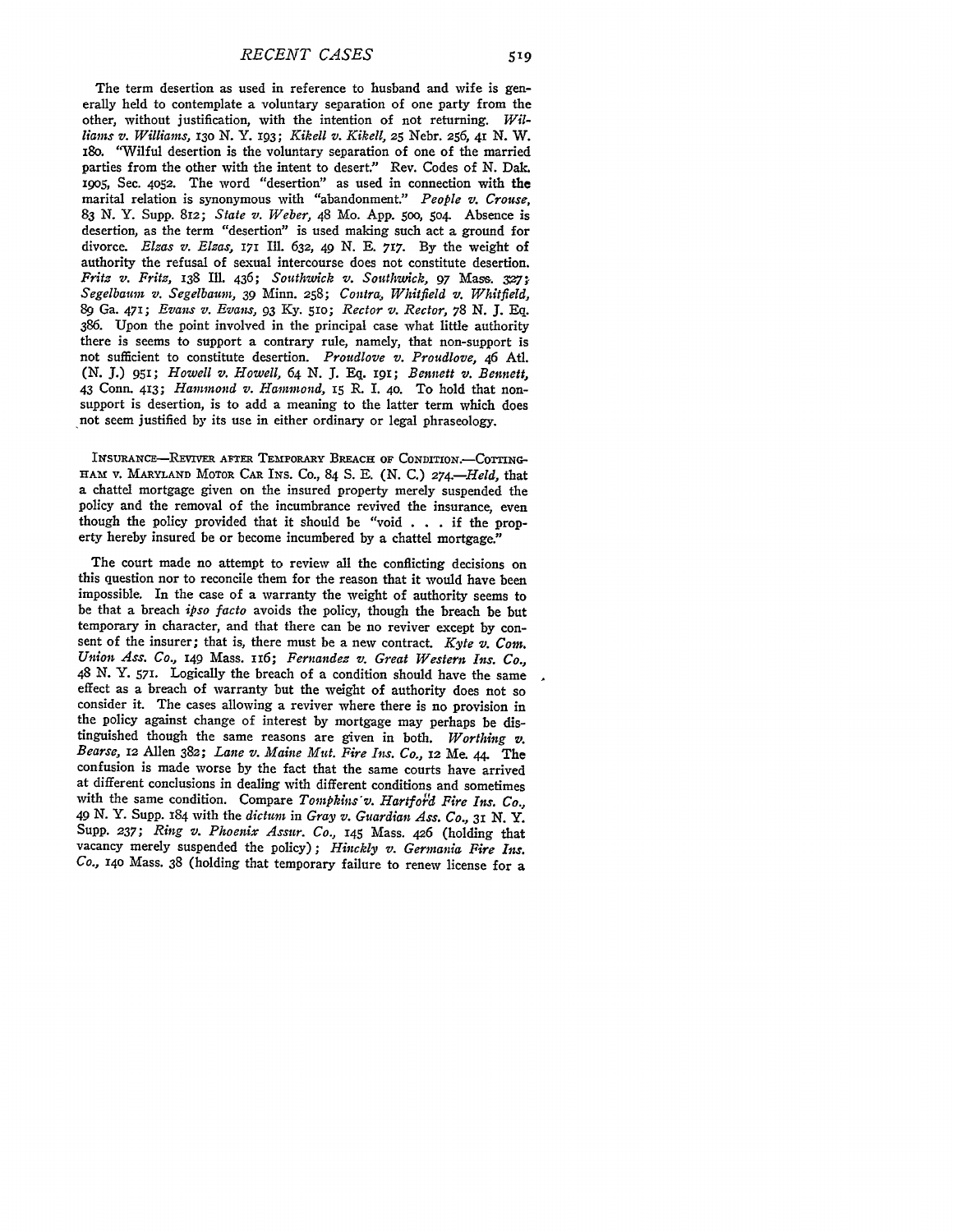The term desertion as used in reference to husband and wife is generally held to contemplate a voluntary separation of one party from the other, without justification, with the intention of not returning. *Williams v. Williams*, 130 N. Y. 193; *Kikell v. Kikell*, 25 Nebr. 256, 41 N. W. 180. "Wilful desertion is the voluntary separation of one of the married parties from the other with the intent to desert." Rev. Codes of N. Dak. 1905, Sec. 4052. The word "desertion" as used in connection with the marital relation is synonymous with "abandonment." *People v. Crouse*, 83 N. Y. Supp. 812; *State v. Weber*, 48 Mo. App. 500, 504. Absence is desertion, as the term "desertion" is used making such act a ground for divorce. *Elzas v. Elzas*, 171 Ill. 632, 49 N. E. 717. By the weight of authority the refusal of sexual intercourse does not constitute desertion. *Fritz v. Fritz*, 138 Ill. 436; *Southwick v. Southwick*, 97 Mass. 327; *Segelbaum v. Segelbaum*, 39 Minn. 258; *Contra, Whitfield v. Whitfield*, 89 Ga. 471; *Evans v. Evans*, 93 Ky. 510; *Rector v. Rector*, 78 N. J. Eq. 386. Upon the point involved in the principal case what little authority there is seems to support a contrary rule, namely, that non-support is not sufficient to constitute desertion. *Proudlove v. Proudlove*, 46 Atl. (N. J.) 951; *Howell v. Howell*, 64 N. J. Eq. 191; *Bennett v. Bennett*, 43 Conn. 413; *Hammond v. Hammond*, 15 R. I. 40. To hold that non-support is desertion, is to add a meaning to the latter term which does not seem justified by its use in either ordinary or legal phraseology.

INSURANCE—REVIVER AFTER TEMPORARY BREACH OF CONDITION.—COTTINGHAM v. MARYLAND MOTOR CAR INS. CO., 84 S. E. (N. C.) 274.—*Held*, that a chattel mortgage given on the insured property merely suspended the policy and the removal of the incumbrance revived the insurance, even though the policy provided that it should be "void . . . if the property hereby insured be or become incumbered by a chattel mortgage."

The court made no attempt to review all the conflicting decisions on this question nor to reconcile them for the reason that it would have been impossible. In the case of a warranty the weight of authority seems to be that a breach *ipso facto* avoids the policy, though the breach be but temporary in character, and that there can be no reviver except by consent of the insurer; that is, there must be a new contract. *Kyte v. Com. Union Ass. Co.*, 149 Mass. 116; *Fernandez v. Great Western Ins. Co.*, 48 N. Y. 571. Logically the breach of a condition should have the same effect as a breach of warranty but the weight of authority does not so consider it. The cases allowing a reviver where there is no provision in the policy against change of interest by mortgage may perhaps be distinguished though the same reasons are given in both. *Worthing v. Bearse*, 12 Allen 382; *Lane v. Maine Mut. Fire Ins. Co.*, 12 Me. 44. The confusion is made worse by the fact that the same courts have arrived at different conclusions in dealing with different conditions and sometimes with the same condition. Compare *Tompkins v. Hartford Fire Ins. Co.*, 49 N. Y. Supp. 184 with the *dictum* in *Gray v. Guardian Ass. Co.*, 31 N. Y. Supp. 237; *Ring v. Phoenix Assur. Co.*, 145 Mass. 426 (holding that vacancy merely suspended the policy); *Hinckly v. Germania Fire Ins. Co.*, 140 Mass. 38 (holding that temporary failure to renew license for a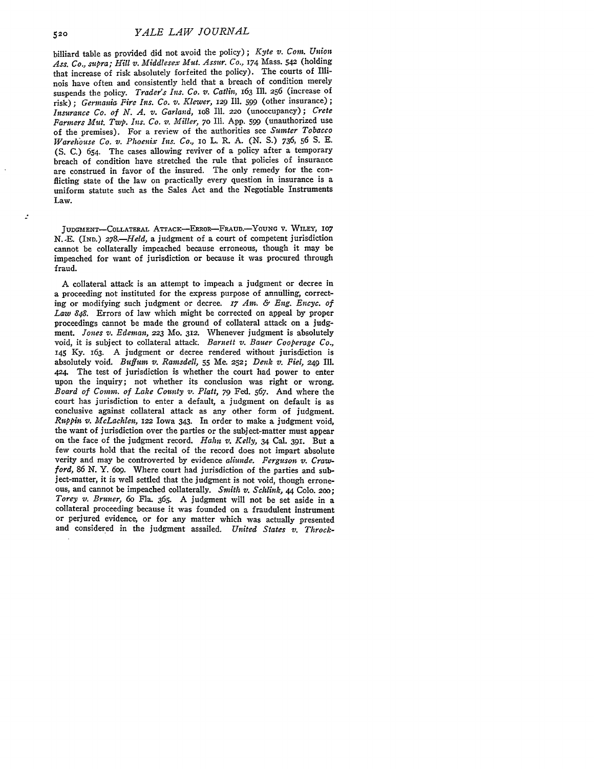billiard table as provided did not avoid the policy); *Kyte v. Com. Union Ass. Co., supra; Hill v. Middlesex Mut. Assur. Co.,* 174 Mass. 542 (holding that increase of risk absolutely forfeited the policy). The courts of Illinois have often and consistently held that a breach of condition merely suspends the policy. *Trader's Ins. Co. v. Catlin,* 163 Ill. 256 (increase of risk); *Germania Fire Ins. Co. v. Klewer,* 129 Ill. 599 (other insurance); *Insurance Co. of N. A. v. Garland,* 108 Ill. 220 (unoccupancy); *Crete Farmers Mut. Twp. Ins. Co. v. Miller,* 70 Ill. App. 599 (unauthorized use of the premises). For a review of the authorities see *Sumter Tobacco Warehouse Co. v. Phoenix Ins. Co.,* 10 L. R. A. (N. S.) 736, 56 S. E. (S. C.) 654. The cases allowing reviver of a policy after a temporary breach of condition have stretched the rule that policies of insurance are construed in favor of the insured. The only remedy for the conflicting state of the law on practically every question in insurance is a uniform statute such as the Sales Act and the Negotiable Instruments Law.

JUDGMENT—COLLATERAL ATTACK—ERROR—FRAUD.—YOUNG v. WILEY, 107 N. E. (IND.) 278.—*Held,* a judgment of a court of competent jurisdiction cannot be collaterally impeached because erroneous, though it may be impeached for want of jurisdiction or because it was procured through fraud.

A collateral attack is an attempt to impeach a judgment or decree in a proceeding not instituted for the express purpose of annulling, correcting or modifying such judgment or decree. *17 Am. & Eng. Encyc. of Law 848.* Errors of law which might be corrected on appeal by proper proceedings cannot be made the ground of collateral attack on a judgment. *Jones v. Edeman,* 223 Mo. 312. Whenever judgment is absolutely void, it is subject to collateral attack. *Barnett v. Bauer Cooperage Co.,* 145 Ky. 163. A judgment or decree rendered without jurisdiction is absolutely void. *Buffum v. Ramsdell,* 55 Me. 252; *Denk v. Fiel,* 249 Ill. 424. The test of jurisdiction is whether the court had power to enter upon the inquiry; not whether its conclusion was right or wrong. *Board of Comm. of Lake County v. Platt,* 79 Fed. 567. And where the court has jurisdiction to enter a default, a judgment on default is as conclusive against collateral attack as any other form of judgment. *Ruppin v. McLachlen,* 122 Iowa 343. In order to make a judgment void, the want of jurisdiction over the parties or the subject-matter must appear on the face of the judgment record. *Hahn v. Kelly,* 34 Cal. 391. But a few courts hold that the recital of the record does not impart absolute verity and may be controverted by evidence *aliunde. Ferguson v. Crawford,* 86 N. Y. 609. Where court had jurisdiction of the parties and subject-matter, it is well settled that the judgment is not void, though erroneous, and cannot be impeached collaterally. *Smith v. Schlink,* 44 Colo. 200; *Torey v. Bruner,* 60 Fla. 365. A judgment will not be set aside in a collateral proceeding because it was founded on a fraudulent instrument or perjured evidence, or for any matter which was actually presented and considered in the judgment assailed. *United States v. Throck-*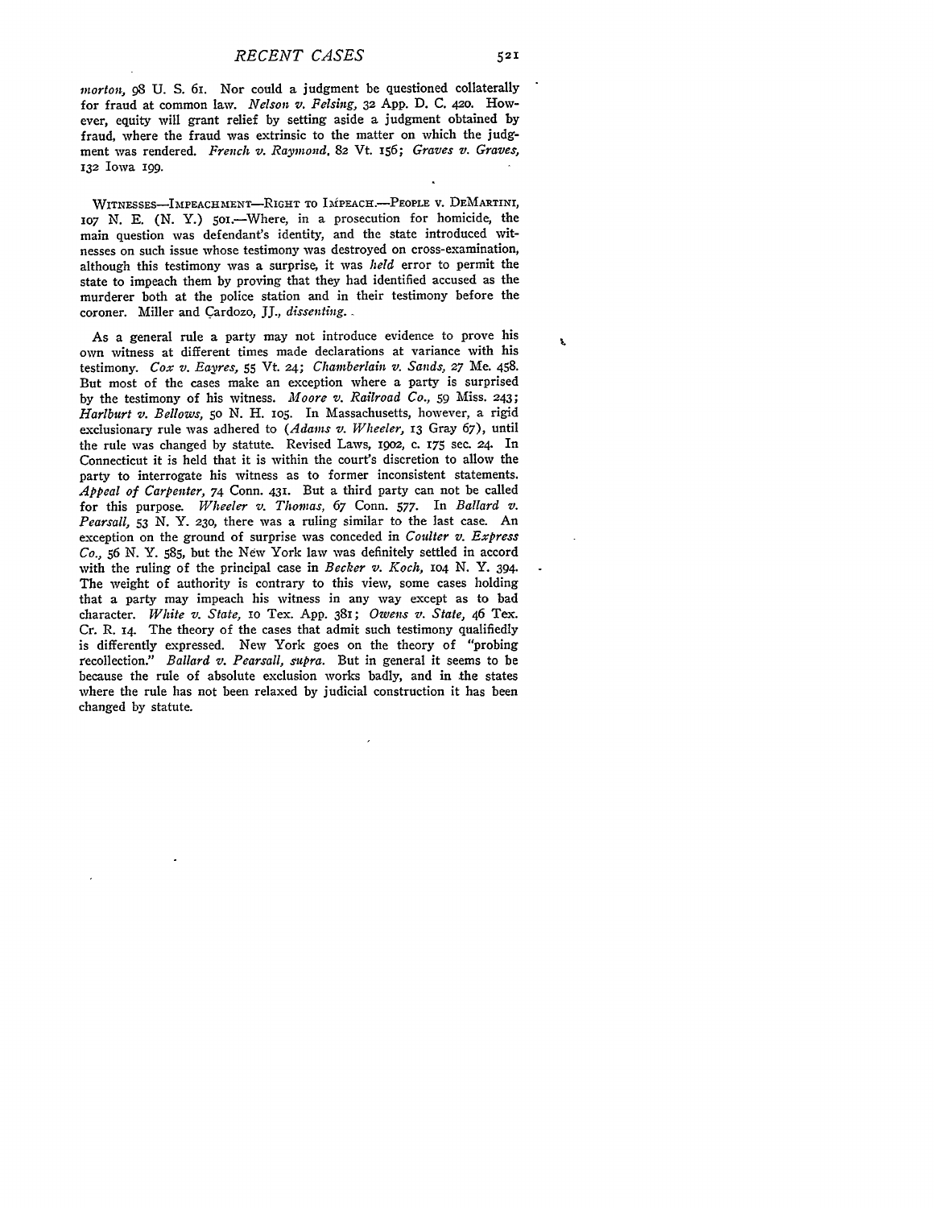*morton*, 98 U. S. 61. Nor could a judgment be questioned collaterally for fraud at common law. *Nelson v. Felsing*, 32 App. D. C. 420. However, equity will grant relief by setting aside a judgment obtained by fraud, where the fraud was extrinsic to the matter on which the judgment was rendered. *French v. Raymond*, 82 Vt. 156; *Graves v. Graves*, 132 Iowa 199.

WITNESSES—IMPEACHMENT—RIGHT TO IMPEACH.—PEOPLE v. DEMARTINI, 107 N. E. (N. Y.) 501.—Where, in a prosecution for homicide, the main question was defendant's identity, and the state introduced witnesses on such issue whose testimony was destroyed on cross-examination, although this testimony was a surprise, it was *held* error to permit the state to impeach them by proving that they had identified accused as the murderer both at the police station and in their testimony before the coroner. Miller and Çardozo, JJ., *dissenting*.

As a general rule a party may not introduce evidence to prove his own witness at different times made declarations at variance with his testimony. *Cox v. Eayres*, 55 Vt. 24; *Chamberlain v. Sands*, 27 Me. 458. But most of the cases make an exception where a party is surprised by the testimony of his witness. *Moore v. Railroad Co.*, 59 Miss. 243; *Harlburt v. Bellows*, 50 N. H. 105. In Massachusetts, however, a rigid exclusionary rule was adhered to (*Adams v. Wheeler*, 13 Gray 67), until the rule was changed by statute. Revised Laws, 1902, c. 175 sec. 24. In Connecticut it is held that it is within the court's discretion to allow the party to interrogate his witness as to former inconsistent statements. *Appeal of Carpenter*, 74 Conn. 431. But a third party can not be called for this purpose. *Wheeler v. Thomas*, 67 Conn. 577. In *Ballard v. Pearsall*, 53 N. Y. 230, there was a ruling similar to the last case. An exception on the ground of surprise was conceded in *Coulter v. Express Co.*, 56 N. Y. 585, but the New York law was definitely settled in accord with the ruling of the principal case in *Becker v. Koch*, 104 N. Y. 394. The weight of authority is contrary to this view, some cases holding that a party may impeach his witness in any way except as to bad character. *White v. State*, 10 Tex. App. 381; *Owens v. State*, 46 Tex. Cr. R. 14. The theory of the cases that admit such testimony qualifiedly is differently expressed. New York goes on the theory of "probing recollection." *Ballard v. Pearsall*, *supra*. But in general it seems to be because the rule of absolute exclusion works badly, and in the states where the rule has not been relaxed by judicial construction it has been changed by statute.